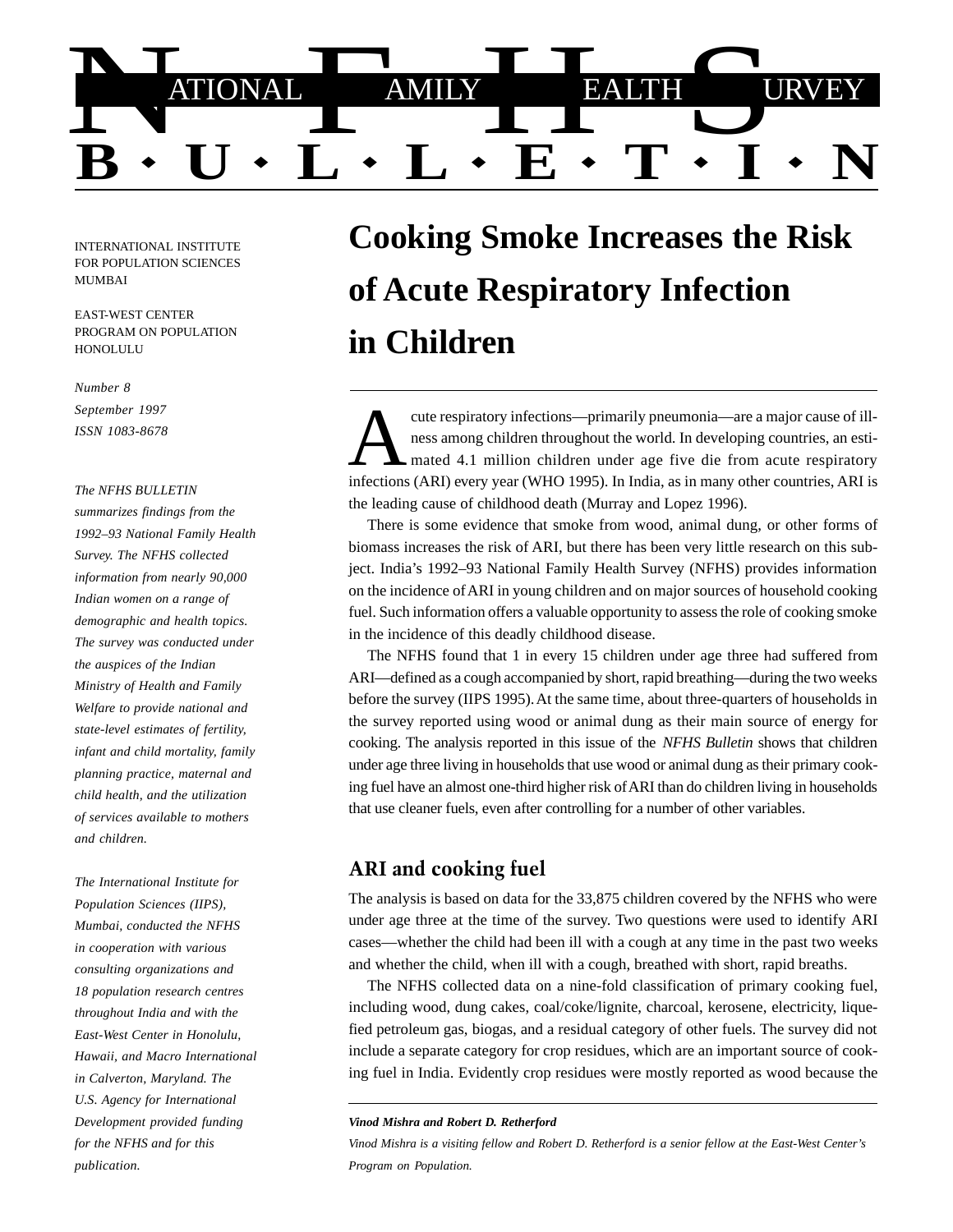# NATIONAL FAMILY HEALTH SURVEY

# B·U·L·L·E·T·I·N

INTERNATIONAL INSTITUTE FOR POPULATION SCIENCES MUMBAI

EAST-WEST CENTER PROGRAM ON POPULATION HONOLULU

*Number 8*
*September 1997*
*ISSN 1083-8678*

*The NFHS BULLETIN summarizes findings from the 1992–93 National Family Health Survey. The NFHS collected information from nearly 90,000 Indian women on a range of demographic and health topics. The survey was conducted under the auspices of the Indian Ministry of Health and Family Welfare to provide national and state-level estimates of fertility, infant and child mortality, family planning practice, maternal and child health, and the utilization of services available to mothers and children.*

*The International Institute for Population Sciences (IIPS), Mumbai, conducted the NFHS in cooperation with various consulting organizations and 18 population research centres throughout India and with the East-West Center in Honolulu, Hawaii, and Macro International in Calverton, Maryland. The U.S. Agency for International Development provided funding for the NFHS and for this publication.*

# Cooking Smoke Increases the Risk of Acute Respiratory Infection in Children

Acute respiratory infections—primarily pneumonia—are a major cause of illness among children throughout the world. In developing countries, an estimated 4.1 million children under age five die from acute respiratory infections (ARI) every year (WHO 1995). In India, as in many other countries, ARI is the leading cause of childhood death (Murray and Lopez 1996).

There is some evidence that smoke from wood, animal dung, or other forms of biomass increases the risk of ARI, but there has been very little research on this subject. India's 1992–93 National Family Health Survey (NFHS) provides information on the incidence of ARI in young children and on major sources of household cooking fuel. Such information offers a valuable opportunity to assess the role of cooking smoke in the incidence of this deadly childhood disease.

The NFHS found that 1 in every 15 children under age three had suffered from ARI—defined as a cough accompanied by short, rapid breathing—during the two weeks before the survey (IIPS 1995). At the same time, about three-quarters of households in the survey reported using wood or animal dung as their main source of energy for cooking. The analysis reported in this issue of the *NFHS Bulletin* shows that children under age three living in households that use wood or animal dung as their primary cooking fuel have an almost one-third higher risk of ARI than do children living in households that use cleaner fuels, even after controlling for a number of other variables.

## ARI and cooking fuel

The analysis is based on data for the 33,875 children covered by the NFHS who were under age three at the time of the survey. Two questions were used to identify ARI cases—whether the child had been ill with a cough at any time in the past two weeks and whether the child, when ill with a cough, breathed with short, rapid breaths.

The NFHS collected data on a nine-fold classification of primary cooking fuel, including wood, dung cakes, coal/coke/lignite, charcoal, kerosene, electricity, liquefied petroleum gas, biogas, and a residual category of other fuels. The survey did not include a separate category for crop residues, which are an important source of cooking fuel in India. Evidently crop residues were mostly reported as wood because the

***Vinod Mishra and Robert D. Retherford***

*Vinod Mishra is a visiting fellow and Robert D. Retherford is a senior fellow at the East-West Center's Program on Population.*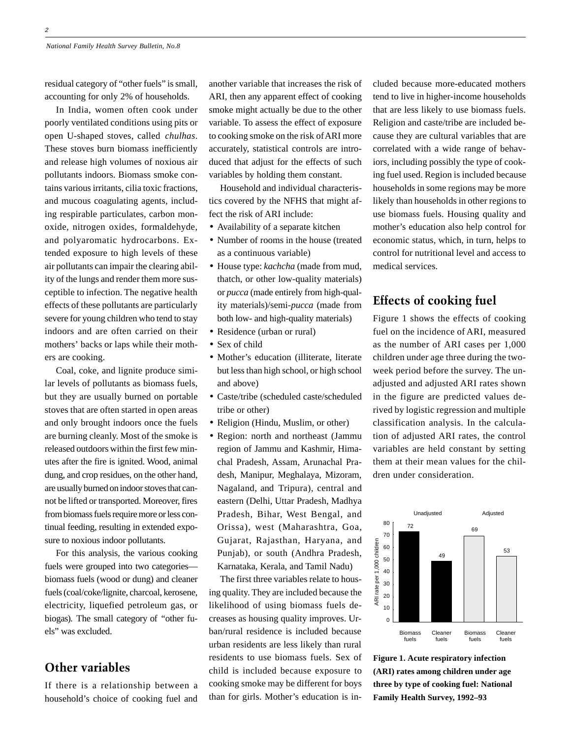residual category of "other fuels" is small, accounting for only 2% of households.

In India, women often cook under poorly ventilated conditions using pits or open U-shaped stoves, called *chulhas*. These stoves burn biomass inefficiently and release high volumes of noxious air pollutants indoors. Biomass smoke contains various irritants, cilia toxic fractions, and mucous coagulating agents, including respirable particulates, carbon monoxide, nitrogen oxides, formaldehyde, and polyaromatic hydrocarbons. Extended exposure to high levels of these air pollutants can impair the clearing ability of the lungs and render them more susceptible to infection. The negative health effects of these pollutants are particularly severe for young children who tend to stay indoors and are often carried on their mothers' backs or laps while their mothers are cooking.

Coal, coke, and lignite produce similar levels of pollutants as biomass fuels, but they are usually burned on portable stoves that are often started in open areas and only brought indoors once the fuels are burning cleanly. Most of the smoke is released outdoors within the first few minutes after the fire is ignited. Wood, animal dung, and crop residues, on the other hand, are usually burned on indoor stoves that cannot be lifted or transported. Moreover, fires from biomass fuels require more or less continual feeding, resulting in extended exposure to noxious indoor pollutants.

For this analysis, the various cooking fuels were grouped into two categories—biomass fuels (wood or dung) and cleaner fuels (coal/coke/lignite, charcoal, kerosene, electricity, liquefied petroleum gas, or biogas). The small category of "other fuels" was excluded.

## Other variables

If there is a relationship between a household's choice of cooking fuel and another variable that increases the risk of ARI, then any apparent effect of cooking smoke might actually be due to the other variable. To assess the effect of exposure to cooking smoke on the risk of ARI more accurately, statistical controls are introduced that adjust for the effects of such variables by holding them constant.

Household and individual characteristics covered by the NFHS that might affect the risk of ARI include:

- Availability of a separate kitchen
- Number of rooms in the house (treated as a continuous variable)
- House type: *kachcha* (made from mud, thatch, or other low-quality materials) or *pucca* (made entirely from high-quality materials)/semi-*pucca* (made from both low- and high-quality materials)
- Residence (urban or rural)
- Sex of child
- Mother's education (illiterate, literate but less than high school, or high school and above)
- Caste/tribe (scheduled caste/scheduled tribe or other)
- Religion (Hindu, Muslim, or other)
- Region: north and northeast (Jammu region of Jammu and Kashmir, Himachal Pradesh, Assam, Arunachal Pradesh, Manipur, Meghalaya, Mizoram, Nagaland, and Tripura), central and eastern (Delhi, Uttar Pradesh, Madhya Pradesh, Bihar, West Bengal, and Orissa), west (Maharashtra, Goa, Gujarat, Rajasthan, Haryana, and Punjab), or south (Andhra Pradesh, Karnataka, Kerala, and Tamil Nadu)

The first three variables relate to housing quality. They are included because the likelihood of using biomass fuels decreases as housing quality improves. Urban/rural residence is included because urban residents are less likely than rural residents to use biomass fuels. Sex of child is included because exposure to cooking smoke may be different for boys than for girls. Mother's education is included because more-educated mothers tend to live in higher-income households that are less likely to use biomass fuels. Religion and caste/tribe are included because they are cultural variables that are correlated with a wide range of behaviors, including possibly the type of cooking fuel used. Region is included because households in some regions may be more likely than households in other regions to use biomass fuels. Housing quality and mother's education also help control for economic status, which, in turn, helps to control for nutritional level and access to medical services.

## Effects of cooking fuel

Figure 1 shows the effects of cooking fuel on the incidence of ARI, measured as the number of ARI cases per 1,000 children under age three during the two-week period before the survey. The unadjusted and adjusted ARI rates shown in the figure are predicted values derived by logistic regression and multiple classification analysis. In the calculation of adjusted ARI rates, the control variables are held constant by setting them at their mean values for the children under consideration.

| | Unadjusted | | Adjusted | |
|---|---|---|---|---|
| | Biomass fuels | Cleaner fuels | Biomass fuels | Cleaner fuels |
| ARI rate per 1,000 children | 72 | 49 | 69 | 53 |

**Figure 1. Acute respiratory infection (ARI) rates among children under age three by type of cooking fuel: National Family Health Survey, 1992–93**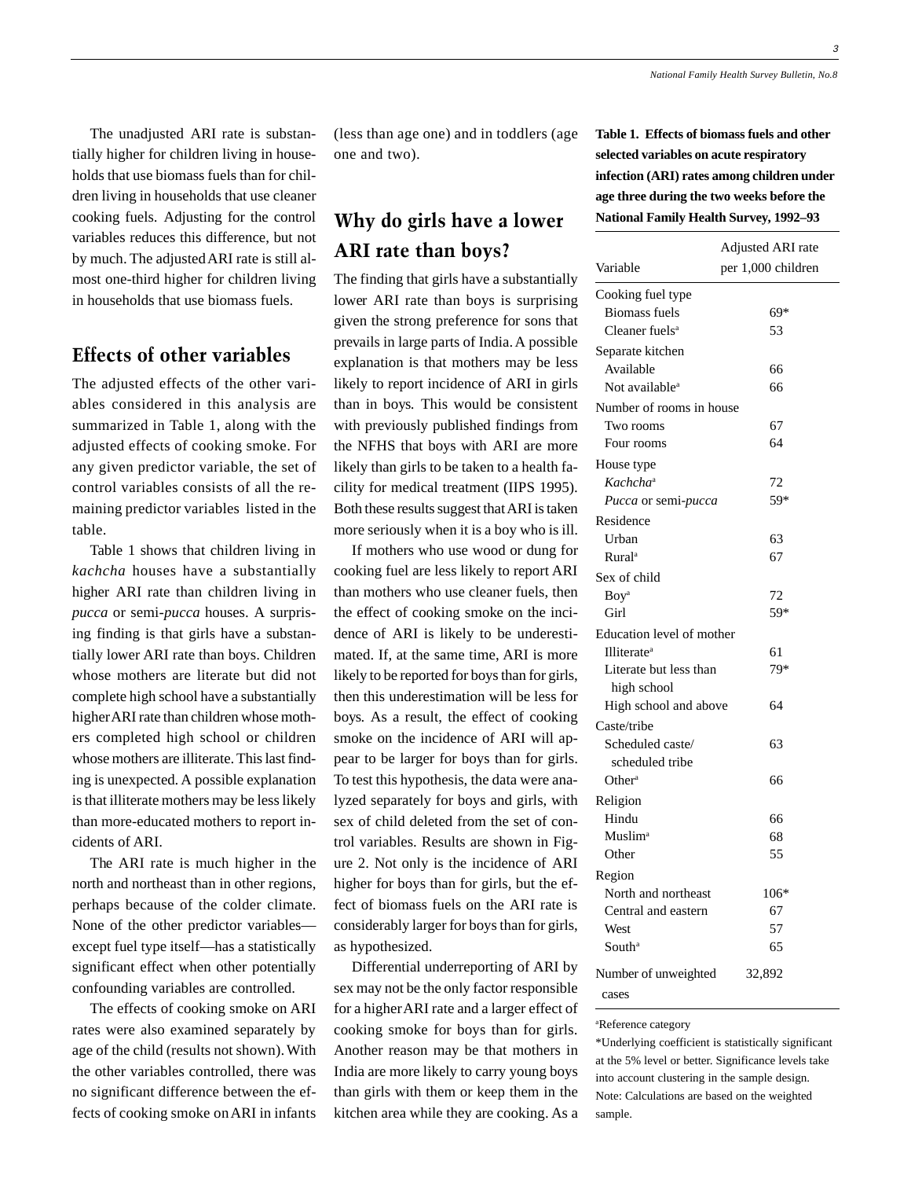The unadjusted ARI rate is substantially higher for children living in households that use biomass fuels than for children living in households that use cleaner cooking fuels. Adjusting for the control variables reduces this difference, but not by much. The adjusted ARI rate is still almost one-third higher for children living in households that use biomass fuels.

## Effects of other variables

The adjusted effects of the other variables considered in this analysis are summarized in Table 1, along with the adjusted effects of cooking smoke. For any given predictor variable, the set of control variables consists of all the remaining predictor variables listed in the table.

Table 1 shows that children living in *kachcha* houses have a substantially higher ARI rate than children living in *pucca* or semi-*pucca* houses. A surprising finding is that girls have a substantially lower ARI rate than boys. Children whose mothers are literate but did not complete high school have a substantially higher ARI rate than children whose mothers completed high school or children whose mothers are illiterate. This last finding is unexpected. A possible explanation is that illiterate mothers may be less likely than more-educated mothers to report incidents of ARI.

The ARI rate is much higher in the north and northeast than in other regions, perhaps because of the colder climate. None of the other predictor variables—except fuel type itself—has a statistically significant effect when other potentially confounding variables are controlled.

The effects of cooking smoke on ARI rates were also examined separately by age of the child (results not shown). With the other variables controlled, there was no significant difference between the effects of cooking smoke on ARI in infants (less than age one) and in toddlers (age one and two).

## Why do girls have a lower ARI rate than boys?

The finding that girls have a substantially lower ARI rate than boys is surprising given the strong preference for sons that prevails in large parts of India. A possible explanation is that mothers may be less likely to report incidence of ARI in girls than in boys. This would be consistent with previously published findings from the NFHS that boys with ARI are more likely than girls to be taken to a health facility for medical treatment (IIPS 1995). Both these results suggest that ARI is taken more seriously when it is a boy who is ill.

If mothers who use wood or dung for cooking fuel are less likely to report ARI than mothers who use cleaner fuels, then the effect of cooking smoke on the incidence of ARI is likely to be underestimated. If, at the same time, ARI is more likely to be reported for boys than for girls, then this underestimation will be less for boys. As a result, the effect of cooking smoke on the incidence of ARI will appear to be larger for boys than for girls. To test this hypothesis, the data were analyzed separately for boys and girls, with sex of child deleted from the set of control variables. Results are shown in Figure 2. Not only is the incidence of ARI higher for boys than for girls, but the effect of biomass fuels on the ARI rate is considerably larger for boys than for girls, as hypothesized.

Differential underreporting of ARI by sex may not be the only factor responsible for a higher ARI rate and a larger effect of cooking smoke for boys than for girls. Another reason may be that mothers in India are more likely to carry young boys than girls with them or keep them in the kitchen area while they are cooking. As a

**Table 1. Effects of biomass fuels and other selected variables on acute respiratory infection (ARI) rates among children under age three during the two weeks before the National Family Health Survey, 1992–93**

| Variable | Adjusted ARI rate per 1,000 children |
|---|---|
| Cooking fuel type | |
| Biomass fuels | 69* |
| Cleaner fuels[a] | 53 |
| Separate kitchen | |
| Available | 66 |
| Not available[a] | 66 |
| Number of rooms in house | |
| Two rooms | 67 |
| Four rooms | 64 |
| House type | |
| *Kachcha*[a] | 72 |
| *Pucca* or semi-*pucca* | 59* |
| Residence | |
| Urban | 63 |
| Rural[a] | 67 |
| Sex of child | |
| Boy[a] | 72 |
| Girl | 59* |
| Education level of mother | |
| Illiterate[a] | 61 |
| Literate but less than high school | 79* |
| High school and above | 64 |
| Caste/tribe | |
| Scheduled caste/ scheduled tribe | 63 |
| Other[a] | 66 |
| Religion | |
| Hindu | 66 |
| Muslim[a] | 68 |
| Other | 55 |
| Region | |
| North and northeast | 106* |
| Central and eastern | 67 |
| West | 57 |
| South[a] | 65 |
| Number of unweighted cases | 32,892 |

[a]Reference category

*Underlying coefficient is statistically significant at the 5% level or better. Significance levels take into account clustering in the sample design.

Note: Calculations are based on the weighted sample.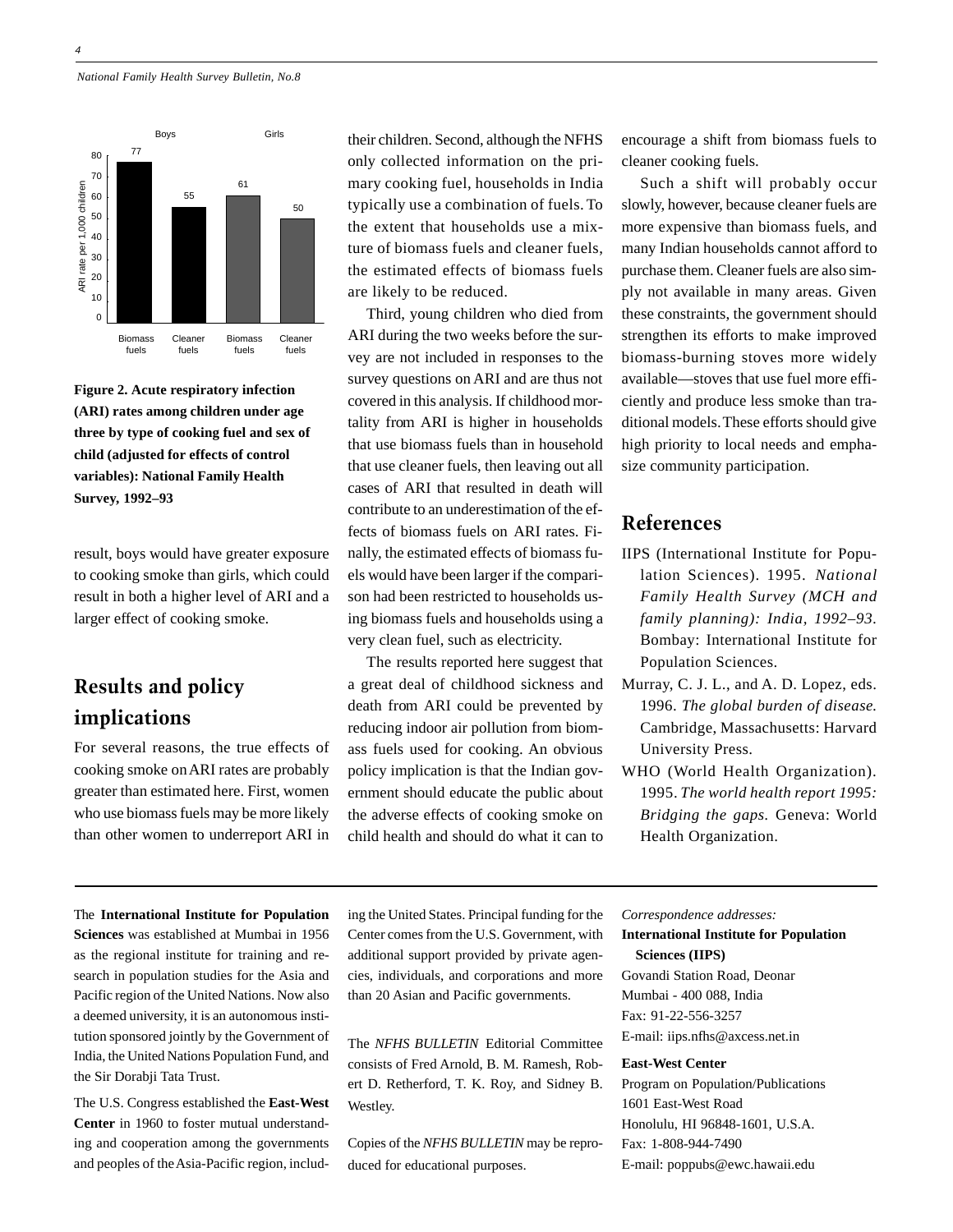Boys

Girls

80

70

60

50

40

30

20

10

0

ARI rate per 1,000 children

77

55

61

50

Biomass fuels

Cleaner fuels

Biomass fuels

Cleaner fuels

**Figure 2. Acute respiratory infection (ARI) rates among children under age three by type of cooking fuel and sex of child (adjusted for effects of control variables): National Family Health Survey, 1992–93**

result, boys would have greater exposure to cooking smoke than girls, which could result in both a higher level of ARI and a larger effect of cooking smoke.

## Results and policy implications

For several reasons, the true effects of cooking smoke on ARI rates are probably greater than estimated here. First, women who use biomass fuels may be more likely than other women to underreport ARI in their children. Second, although the NFHS only collected information on the primary cooking fuel, households in India typically use a combination of fuels. To the extent that households use a mixture of biomass fuels and cleaner fuels, the estimated effects of biomass fuels are likely to be reduced.

Third, young children who died from ARI during the two weeks before the survey are not included in responses to the survey questions on ARI and are thus not covered in this analysis. If childhood mortality from ARI is higher in households that use biomass fuels than in household that use cleaner fuels, then leaving out all cases of ARI that resulted in death will contribute to an underestimation of the effects of biomass fuels on ARI rates. Finally, the estimated effects of biomass fuels would have been larger if the comparison had been restricted to households using biomass fuels and households using a very clean fuel, such as electricity.

The results reported here suggest that a great deal of childhood sickness and death from ARI could be prevented by reducing indoor air pollution from biomass fuels used for cooking. An obvious policy implication is that the Indian government should educate the public about the adverse effects of cooking smoke on child health and should do what it can to encourage a shift from biomass fuels to cleaner cooking fuels.

Such a shift will probably occur slowly, however, because cleaner fuels are more expensive than biomass fuels, and many Indian households cannot afford to purchase them. Cleaner fuels are also simply not available in many areas. Given these constraints, the government should strengthen its efforts to make improved biomass-burning stoves more widely available—stoves that use fuel more efficiently and produce less smoke than traditional models. These efforts should give high priority to local needs and emphasize community participation.

## References

IIPS (International Institute for Population Sciences). 1995. *National Family Health Survey (MCH and family planning): India, 1992–93.* Bombay: International Institute for Population Sciences.

Murray, C. J. L., and A. D. Lopez, eds. 1996. *The global burden of disease.* Cambridge, Massachusetts: Harvard University Press.

WHO (World Health Organization). 1995. *The world health report 1995: Bridging the gaps.* Geneva: World Health Organization.

---

The **International Institute for Population Sciences** was established at Mumbai in 1956 as the regional institute for training and research in population studies for the Asia and Pacific region of the United Nations. Now also a deemed university, it is an autonomous institution sponsored jointly by the Government of India, the United Nations Population Fund, and the Sir Dorabji Tata Trust.

The U.S. Congress established the **East-West Center** in 1960 to foster mutual understanding and cooperation among the governments and peoples of the Asia-Pacific region, including the United States. Principal funding for the Center comes from the U.S. Government, with additional support provided by private agencies, individuals, and corporations and more than 20 Asian and Pacific governments.

The *NFHS BULLETIN* Editorial Committee consists of Fred Arnold, B. M. Ramesh, Robert D. Retherford, T. K. Roy, and Sidney B. Westley.

Copies of the *NFHS BULLETIN* may be reproduced for educational purposes.

*Correspondence addresses:*

**International Institute for Population Sciences (IIPS)**
Govandi Station Road, Deonar
Mumbai - 400 088, India
Fax: 91-22-556-3257
E-mail: iips.nfhs@axcess.net.in

**East-West Center**
Program on Population/Publications
1601 East-West Road
Honolulu, HI 96848-1601, U.S.A.
Fax: 1-808-944-7490
E-mail: poppubs@ewc.hawaii.edu